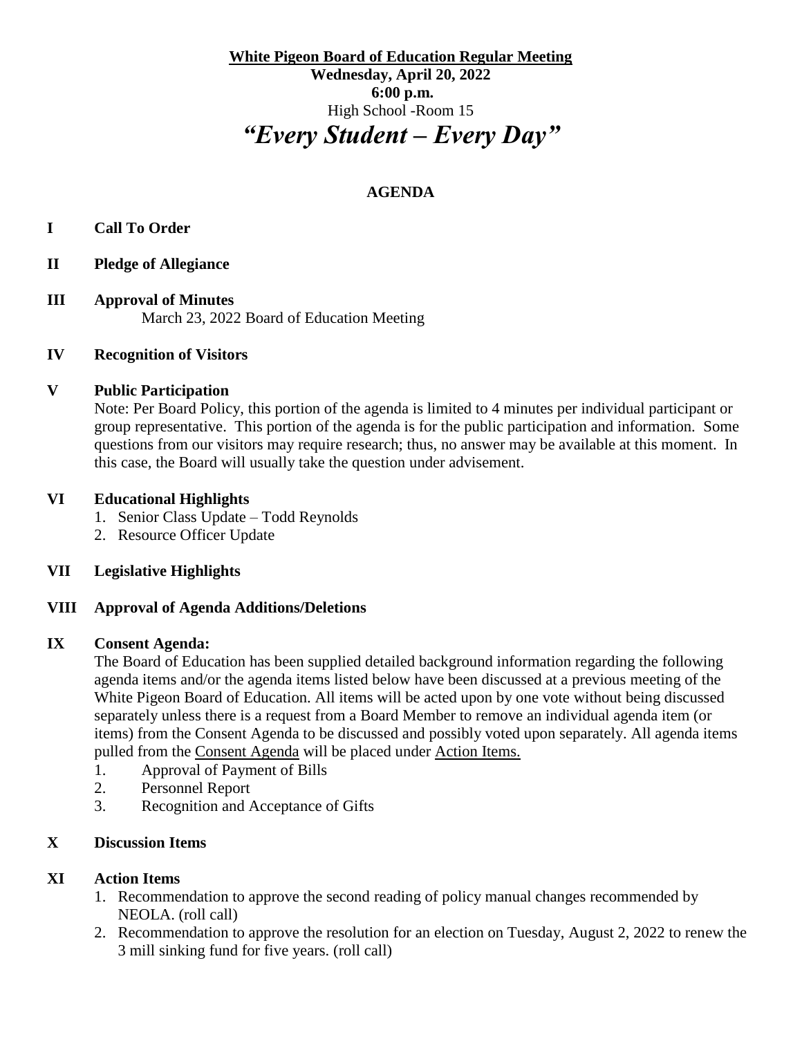**White Pigeon Board of Education Regular Meeting**

**Wednesday, April 20, 2022**

**6:00 p.m.**

High School -Room 15

# *"Every Student – Every Day"*

## AGENDA

**I Call To Order**

**II Pledge of Allegiance**

**III Approval of Minutes**

March 23, 2022 Board of Education Meeting

**IV Recognition of Visitors**

**V Public Participation**

Note: Per Board Policy, this portion of the agenda is limited to 4 minutes per individual participant or group representative. This portion of the agenda is for the public participation and information. Some questions from our visitors may require research; thus, no answer may be available at this moment. In this case, the Board will usually take the question under advisement.

**VI Educational Highlights**

1. Senior Class Update – Todd Reynolds
2. Resource Officer Update

**VII Legislative Highlights**

**VIII Approval of Agenda Additions/Deletions**

**IX Consent Agenda:**

The Board of Education has been supplied detailed background information regarding the following agenda items and/or the agenda items listed below have been discussed at a previous meeting of the White Pigeon Board of Education. All items will be acted upon by one vote without being discussed separately unless there is a request from a Board Member to remove an individual agenda item (or items) from the Consent Agenda to be discussed and possibly voted upon separately. All agenda items pulled from the Consent Agenda will be placed under Action Items.

1. Approval of Payment of Bills
2. Personnel Report
3. Recognition and Acceptance of Gifts

**X Discussion Items**

**XI Action Items**

1. Recommendation to approve the second reading of policy manual changes recommended by NEOLA. (roll call)
2. Recommendation to approve the resolution for an election on Tuesday, August 2, 2022 to renew the 3 mill sinking fund for five years. (roll call)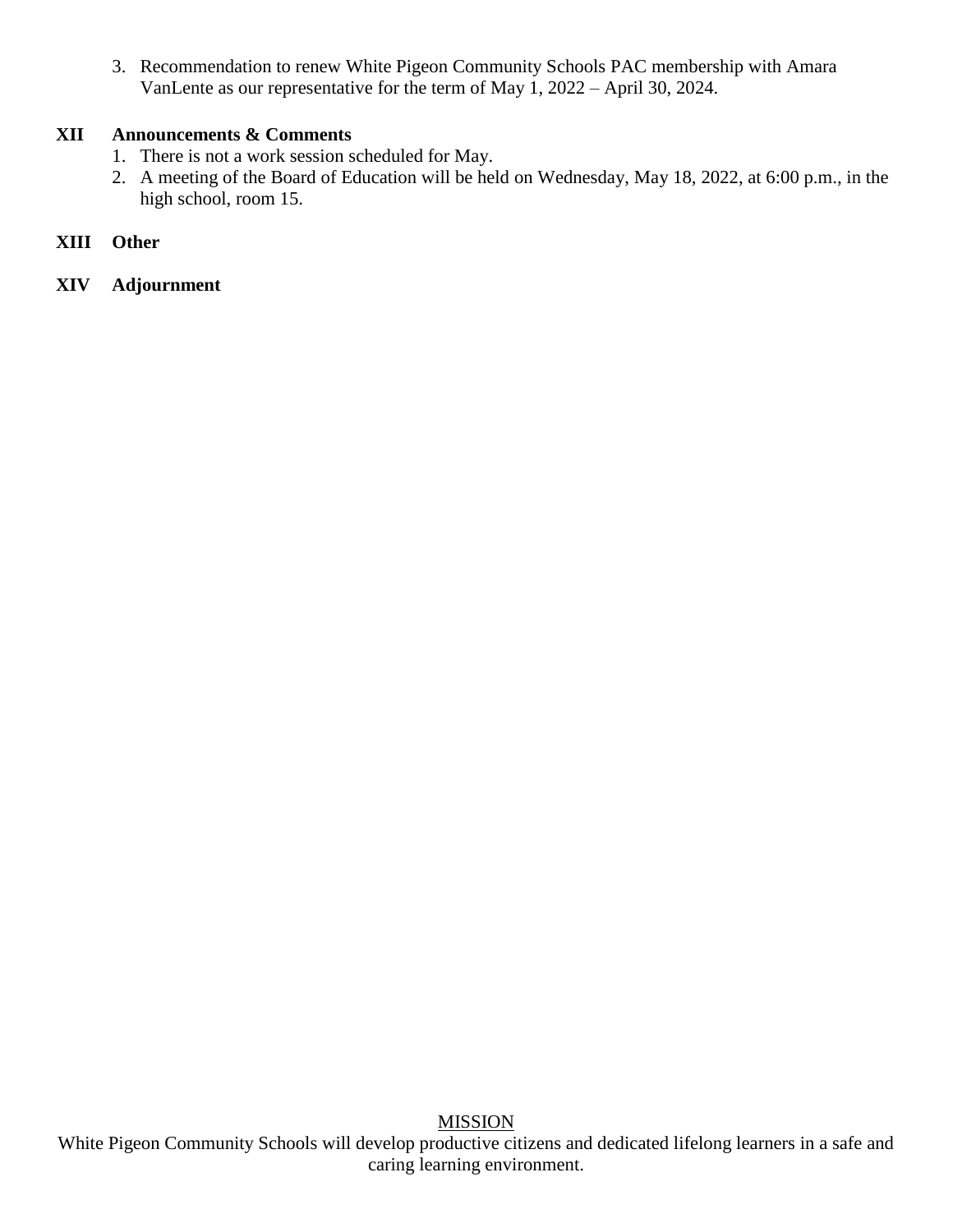3. Recommendation to renew White Pigeon Community Schools PAC membership with Amara VanLente as our representative for the term of May 1, 2022 – April 30, 2024.

## XII Announcements & Comments

1. There is not a work session scheduled for May.
2. A meeting of the Board of Education will be held on Wednesday, May 18, 2022, at 6:00 p.m., in the high school, room 15.

## XIII Other

## XIV Adjournment

MISSION

White Pigeon Community Schools will develop productive citizens and dedicated lifelong learners in a safe and caring learning environment.